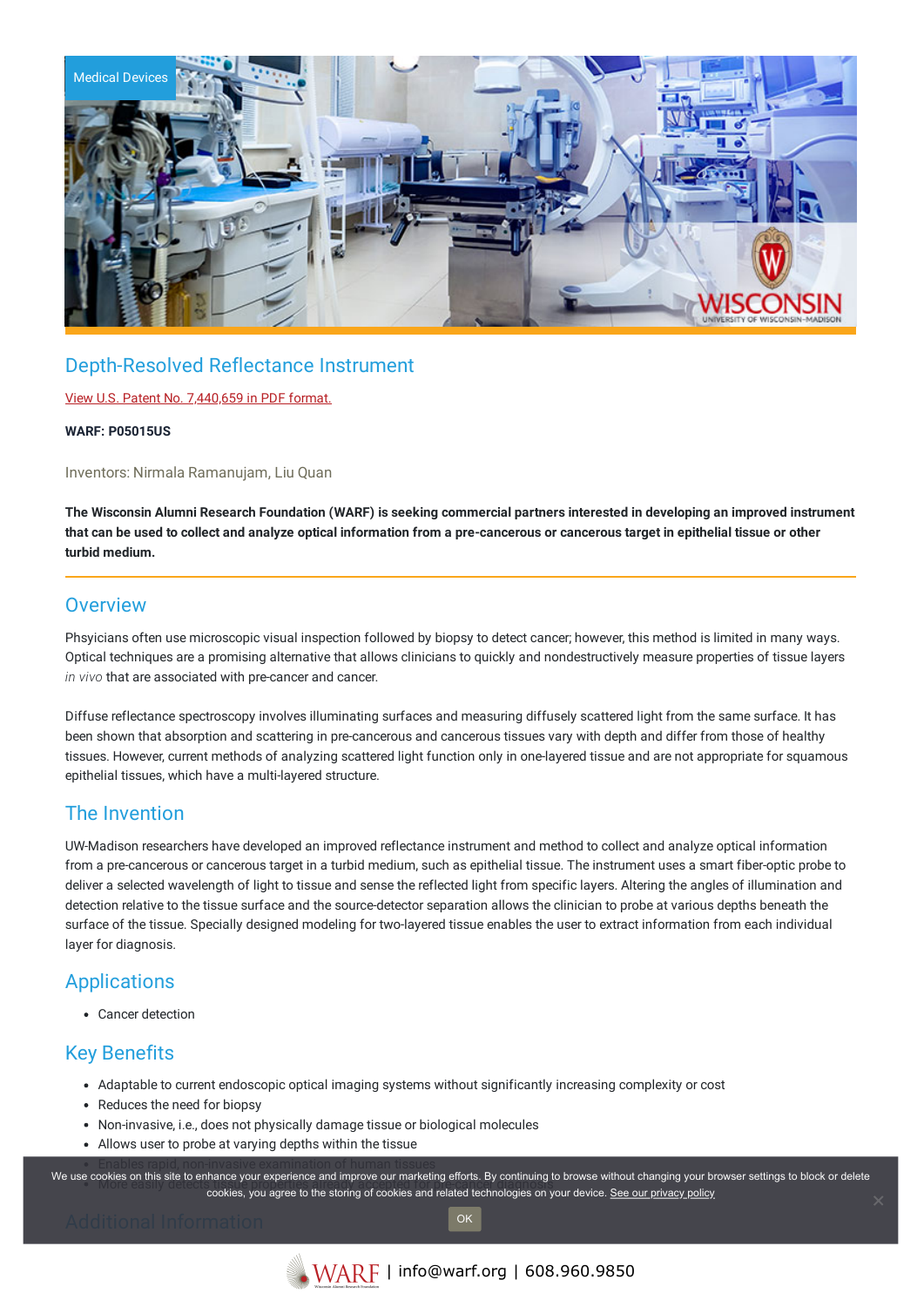Medical Devices

# Depth-Resolved Reflectance Instrument

View U.S. Patent No. 7,440,659 in PDF format.

**WARF: P05015US**

Inventors: Nirmala Ramanujam, Liu Quan

**The Wisconsin Alumni Research Foundation (WARF) is seeking commercial partners interested in developing an improved instrument that can be used to collect and analyze optical information from a pre-cancerous or cancerous target in epithelial tissue or other turbid medium.**

## Overview

Phsyicians often use microscopic visual inspection followed by biopsy to detect cancer; however, this method is limited in many ways. Optical techniques are a promising alternative that allows clinicians to quickly and nondestructively measure properties of tissue layers *in vivo* that are associated with pre-cancer and cancer.

Diffuse reflectance spectroscopy involves illuminating surfaces and measuring diffusely scattered light from the same surface. It has been shown that absorption and scattering in pre-cancerous and cancerous tissues vary with depth and differ from those of healthy tissues. However, current methods of analyzing scattered light function only in one-layered tissue and are not appropriate for squamous epithelial tissues, which have a multi-layered structure.

## The Invention

UW-Madison researchers have developed an improved reflectance instrument and method to collect and analyze optical information from a pre-cancerous or cancerous target in a turbid medium, such as epithelial tissue. The instrument uses a smart fiber-optic probe to deliver a selected wavelength of light to tissue and sense the reflected light from specific layers. Altering the angles of illumination and detection relative to the tissue surface and the source-detector separation allows the clinician to probe at various depths beneath the surface of the tissue. Specially designed modeling for two-layered tissue enables the user to extract information from each individual layer for diagnosis.

## Applications

- Cancer detection

## Key Benefits

- Adaptable to current endoscopic optical imaging systems without significantly increasing complexity or cost
- Reduces the need for biopsy
- Non-invasive, i.e., does not physically damage tissue or biological molecules
- Allows user to probe at varying depths within the tissue
- Enables rapid, non-invasive examination of human tissues
- More easily detects

## Additional Information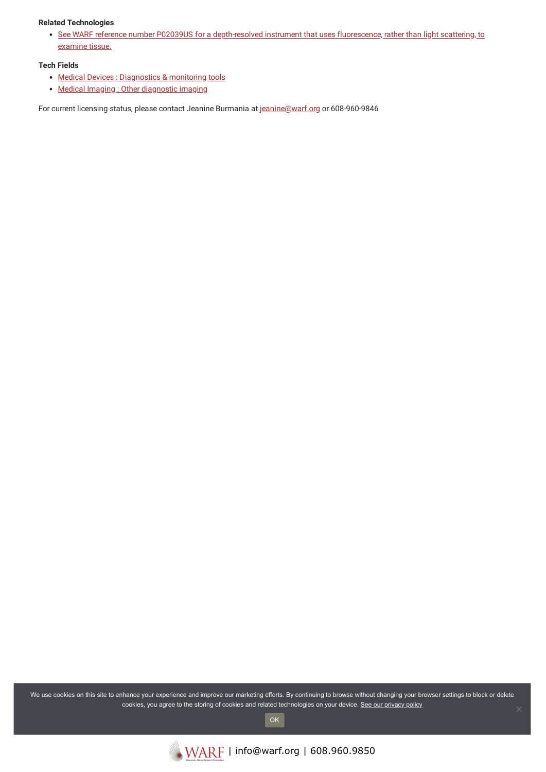**Related Technologies**

- See WARF reference number P02039US for a depth-resolved instrument that uses fluorescence, rather than light scattering, to examine tissue.

**Tech Fields**

- Medical Devices : Diagnostics & monitoring tools
- Medical Imaging : Other diagnostic imaging

For current licensing status, please contact Jeanine Burmania at jeanine@warf.org or 608-960-9846